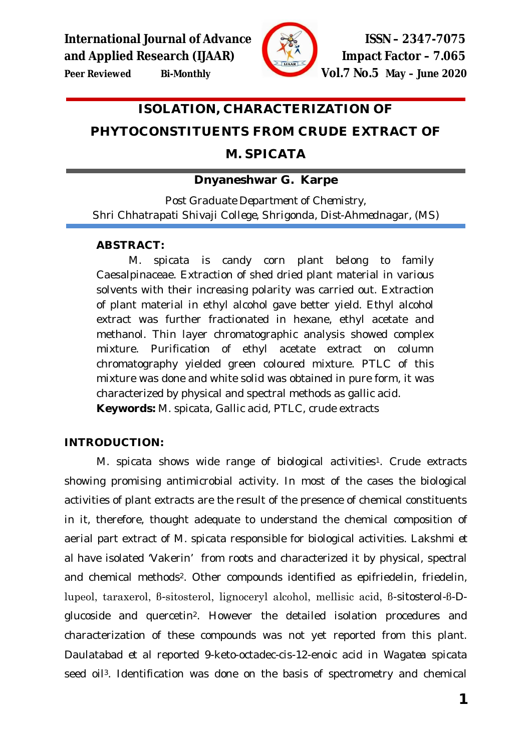# ISOLATION, CHARACTERIZATION OF PHYTOCONSTITUENTS FROM CRUDE EXTRACT OF M. SPICATA

**Dnyaneshwar G. Karpe**

Post Graduate Department of Chemistry,
Shri Chhatrapati Shivaji College, Shrigonda, Dist-Ahmednagar, (MS)

**ABSTRACT:**

M. spicata is candy corn plant belong to family Caesalpinaceae. Extraction of shed dried plant material in various solvents with their increasing polarity was carried out. Extraction of plant material in ethyl alcohol gave better yield. Ethyl alcohol extract was further fractionated in hexane, ethyl acetate and methanol. Thin layer chromatographic analysis showed complex mixture. Purification of ethyl acetate extract on column chromatography yielded green coloured mixture. PTLC of this mixture was done and white solid was obtained in pure form, it was characterized by physical and spectral methods as gallic acid.

**Keywords:** M. spicata, Gallic acid, PTLC, crude extracts

## INTRODUCTION:

M. spicata shows wide range of biological activities[1]. Crude extracts showing promising antimicrobial activity. In most of the cases the biological activities of plant extracts are the result of the presence of chemical constituents in it, therefore, thought adequate to understand the chemical composition of aerial part extract of M. spicata responsible for biological activities. Lakshmi *et al* have isolated 'Vakerin' from roots and characterized it by physical, spectral and chemical methods[2]. Other compounds identified as epifriedelin, friedelin, lupeol, taraxerol, β-sitosterol, lignoceryl alcohol, mellisic acid, β-sitosterol-β-D-glucoside and quercetin[2]. However the detailed isolation procedures and characterization of these compounds was not yet reported from this plant. Daulatabad *et al* reported 9-keto-octadec-cis-12-enoic acid in Wagatea spicata seed oil[3]. Identification was done on the basis of spectrometry and chemical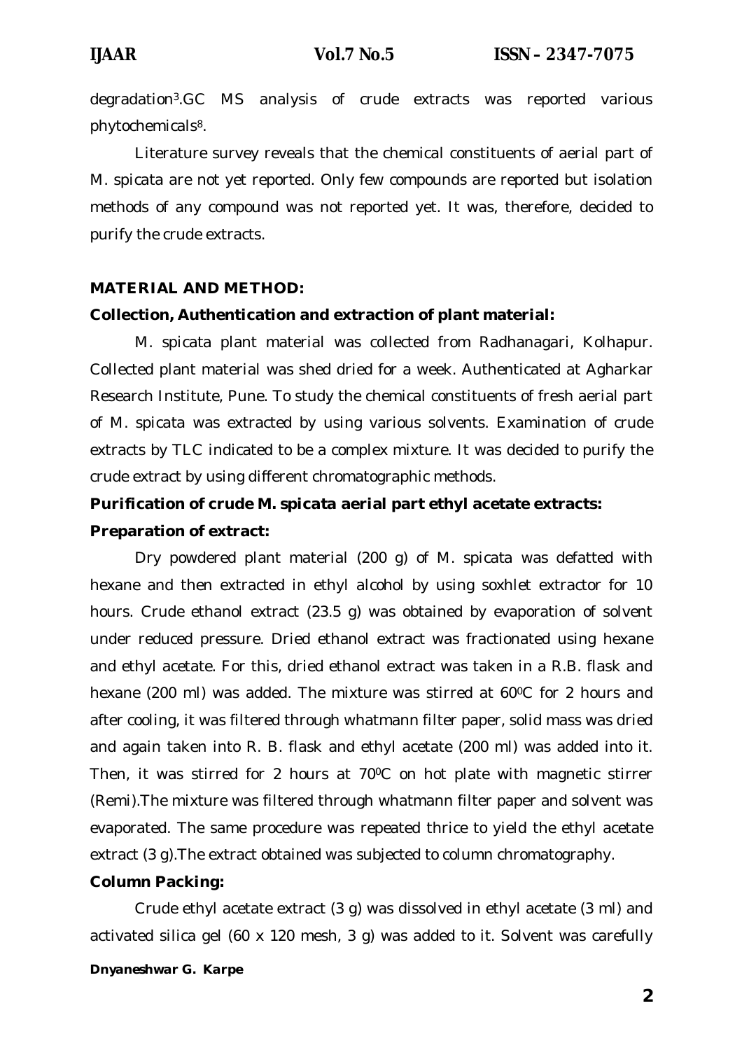degradation[3].GC MS analysis of crude extracts was reported various phytochemicals[8].

Literature survey reveals that the chemical constituents of aerial part of M. spicata are not yet reported. Only few compounds are reported but isolation methods of any compound was not reported yet. It was, therefore, decided to purify the crude extracts.

## MATERIAL AND METHOD:

### Collection, Authentication and extraction of plant material:

M. spicata plant material was collected from Radhanagari, Kolhapur. Collected plant material was shed dried for a week. Authenticated at Agharkar Research Institute, Pune. To study the chemical constituents of fresh aerial part of M. spicata was extracted by using various solvents. Examination of crude extracts by TLC indicated to be a complex mixture. It was decided to purify the crude extract by using different chromatographic methods.

### Purification of crude M. spicata aerial part ethyl acetate extracts:

### Preparation of extract:

Dry powdered plant material (200 g) of M. spicata was defatted with hexane and then extracted in ethyl alcohol by using soxhlet extractor for 10 hours. Crude ethanol extract (23.5 g) was obtained by evaporation of solvent under reduced pressure. Dried ethanol extract was fractionated using hexane and ethyl acetate. For this, dried ethanol extract was taken in a R.B. flask and hexane (200 ml) was added. The mixture was stirred at 60$^0$C for 2 hours and after cooling, it was filtered through whatmann filter paper, solid mass was dried and again taken into R. B. flask and ethyl acetate (200 ml) was added into it. Then, it was stirred for 2 hours at 70$^0$C on hot plate with magnetic stirrer (Remi).The mixture was filtered through whatmann filter paper and solvent was evaporated. The same procedure was repeated thrice to yield the ethyl acetate extract (3 g).The extract obtained was subjected to column chromatography.

### Column Packing:

Crude ethyl acetate extract (3 g) was dissolved in ethyl acetate (3 ml) and activated silica gel (60 x 120 mesh, 3 g) was added to it. Solvent was carefully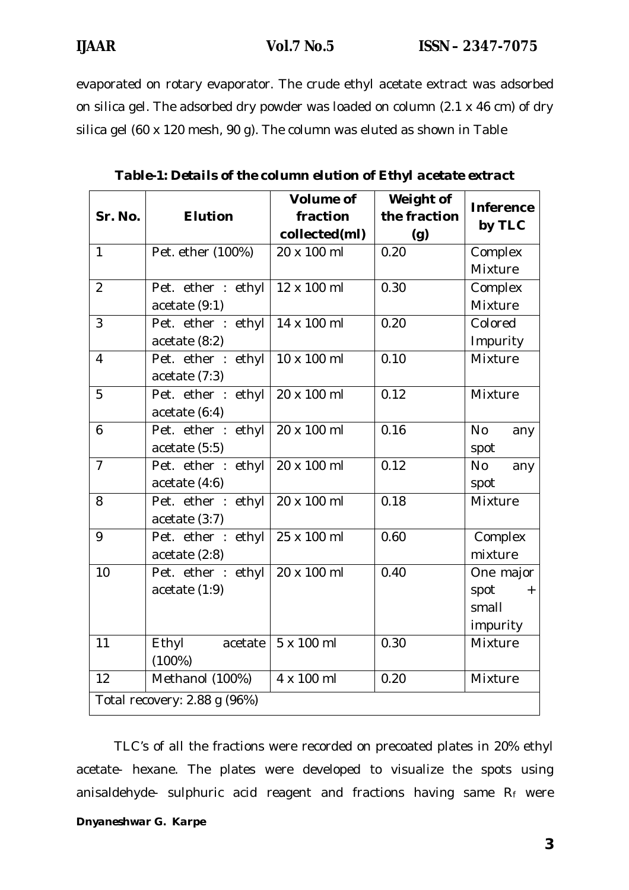evaporated on rotary evaporator. The crude ethyl acetate extract was adsorbed on silica gel. The adsorbed dry powder was loaded on column (2.1 x 46 cm) of dry silica gel (60 x 120 mesh, 90 g). The column was eluted as shown in Table

**Table-1: Details of the column elution of Ethyl acetate extract**

| Sr. No. | Elution | Volume of fraction collected(ml) | Weight of the fraction (g) | Inference by TLC |
|---|---|---|---|---|
| 1 | Pet. ether (100%) | 20 x 100 ml | 0.20 | Complex Mixture |
| 2 | Pet. ether : ethyl acetate (9:1) | 12 x 100 ml | 0.30 | Complex Mixture |
| 3 | Pet. ether : ethyl acetate (8:2) | 14 x 100 ml | 0.20 | Colored Impurity |
| 4 | Pet. ether : ethyl acetate (7:3) | 10 x 100 ml | 0.10 | Mixture |
| 5 | Pet. ether : ethyl acetate (6:4) | 20 x 100 ml | 0.12 | Mixture |
| 6 | Pet. ether : ethyl acetate (5:5) | 20 x 100 ml | 0.16 | No any spot |
| 7 | Pet. ether : ethyl acetate (4:6) | 20 x 100 ml | 0.12 | No any spot |
| 8 | Pet. ether : ethyl acetate (3:7) | 20 x 100 ml | 0.18 | Mixture |
| 9 | Pet. ether : ethyl acetate (2:8) | 25 x 100 ml | 0.60 | Complex mixture |
| 10 | Pet. ether : ethyl acetate (1:9) | 20 x 100 ml | 0.40 | One major spot + small impurity |
| 11 | Ethyl acetate (100%) | 5 x 100 ml | 0.30 | Mixture |
| 12 | Methanol (100%) | 4 x 100 ml | 0.20 | Mixture |
| Total recovery: 2.88 g (96%) | | | | |

TLC's of all the fractions were recorded on precoated plates in 20% ethyl acetate- hexane. The plates were developed to visualize the spots using anisaldehyde- sulphuric acid reagent and fractions having same $R_f$ were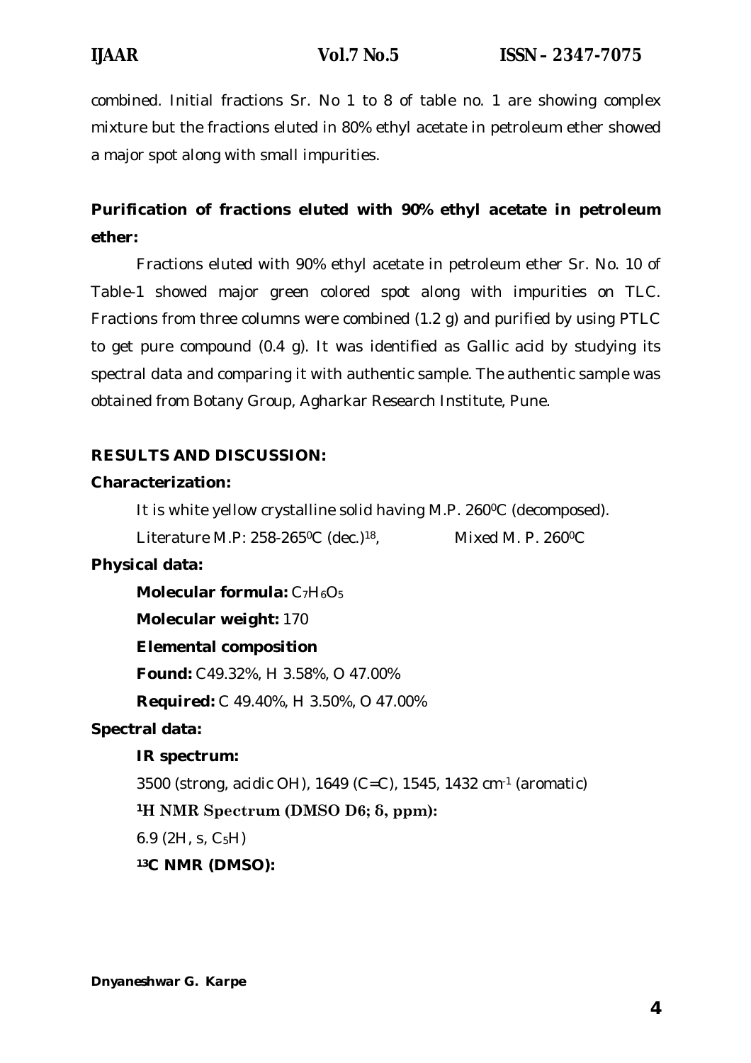combined. Initial fractions Sr. No 1 to 8 of table no. 1 are showing complex mixture but the fractions eluted in 80% ethyl acetate in petroleum ether showed a major spot along with small impurities.

**Purification of fractions eluted with 90% ethyl acetate in petroleum ether:**

Fractions eluted with 90% ethyl acetate in petroleum ether Sr. No. 10 of Table-1 showed major green colored spot along with impurities on TLC. Fractions from three columns were combined (1.2 g) and purified by using PTLC to get pure compound (0.4 g). It was identified as Gallic acid by studying its spectral data and comparing it with authentic sample. The authentic sample was obtained from Botany Group, Agharkar Research Institute, Pune.

## RESULTS AND DISCUSSION:

**Characterization:**

It is white yellow crystalline solid having M.P. $260^0$C (decomposed).

Literature M.P: 258-$265^0$C (dec.)[18], Mixed M. P. $260^0$C

**Physical data:**

**Molecular formula:** $C_7H_6O_5$

**Molecular weight:** 170

**Elemental composition**

**Found:** C49.32%, H 3.58%, O 47.00%

**Required:** C 49.40%, H 3.50%, O 47.00%

**Spectral data:**

**IR spectrum:**

3500 (strong, acidic OH), 1649 (C=C), 1545, 1432 $cm^{-1}$ (aromatic)

**$^1$H NMR Spectrum (DMSO D6; δ, ppm):**

6.9 (2H, s, $C_5$H)

**$^{13}$C NMR (DMSO):**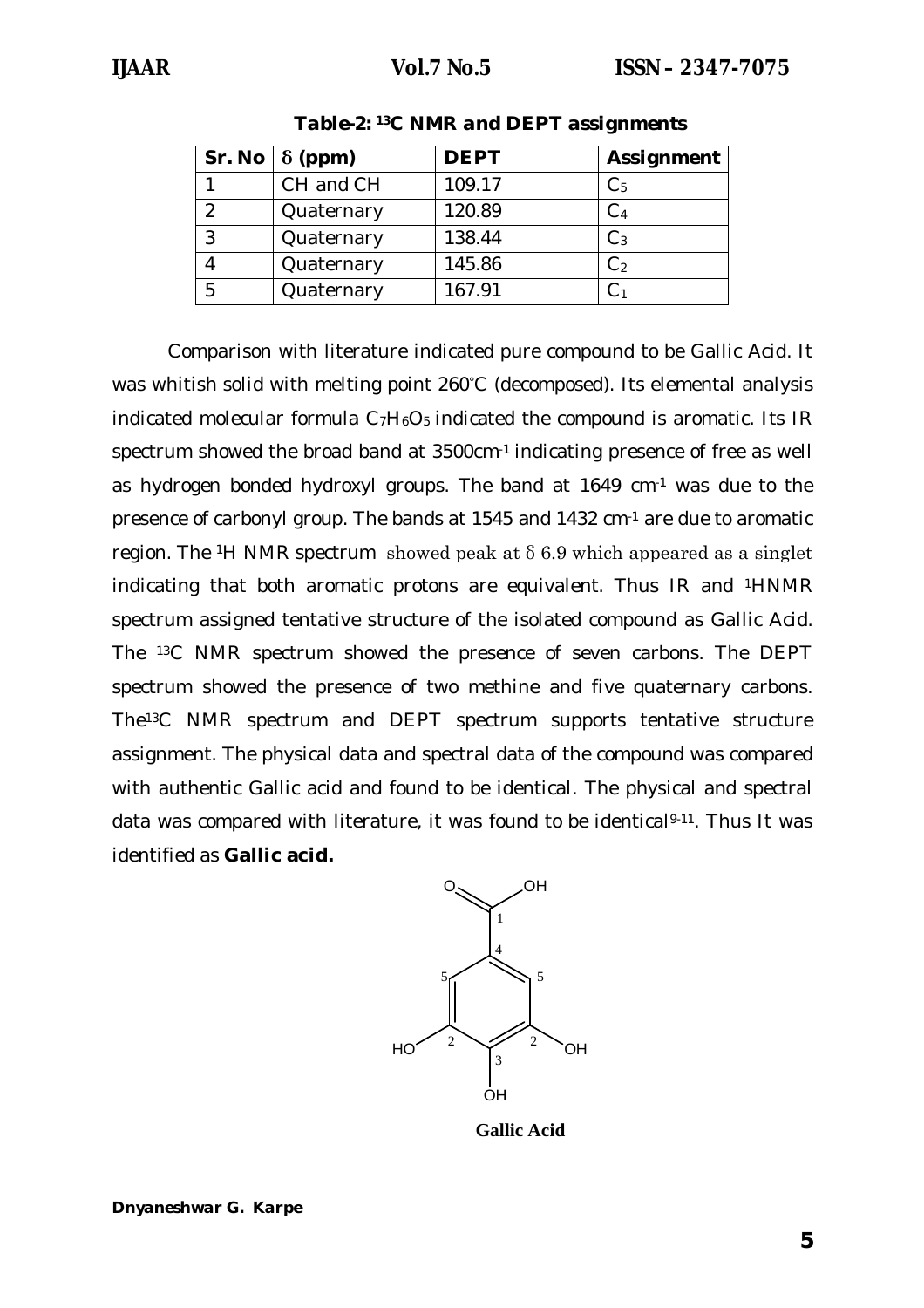**Table-2: $^{13}C$ NMR and DEPT assignments**

| Sr. No | δ (ppm) | DEPT | Assignment |
|---|---|---|---|
| 1 | CH and CH | 109.17 | $C_5$ |
| 2 | Quaternary | 120.89 | $C_4$ |
| 3 | Quaternary | 138.44 | $C_3$ |
| 4 | Quaternary | 145.86 | $C_2$ |
| 5 | Quaternary | 167.91 | $C_1$ |

Comparison with literature indicated pure compound to be Gallic Acid. It was whitish solid with melting point 260°C (decomposed). Its elemental analysis indicated molecular formula $C_7H_6O_5$ indicated the compound is aromatic. Its IR spectrum showed the broad band at 3500cm$^{-1}$ indicating presence of free as well as hydrogen bonded hydroxyl groups. The band at 1649 cm$^{-1}$ was due to the presence of carbonyl group. The bands at 1545 and 1432 cm$^{-1}$ are due to aromatic region. The $^1$H NMR spectrum showed peak at δ 6.9 which appeared as a singlet indicating that both aromatic protons are equivalent. Thus IR and $^1$HNMR spectrum assigned tentative structure of the isolated compound as Gallic Acid. The $^{13}$C NMR spectrum showed the presence of seven carbons. The DEPT spectrum showed the presence of two methine and five quaternary carbons. The$^{13}$C NMR spectrum and DEPT spectrum supports tentative structure assignment. The physical data and spectral data of the compound was compared with authentic Gallic acid and found to be identical. The physical and spectral data was compared with literature, it was found to be identical[9-11]. Thus It was identified as **Gallic acid.**

**Gallic Acid**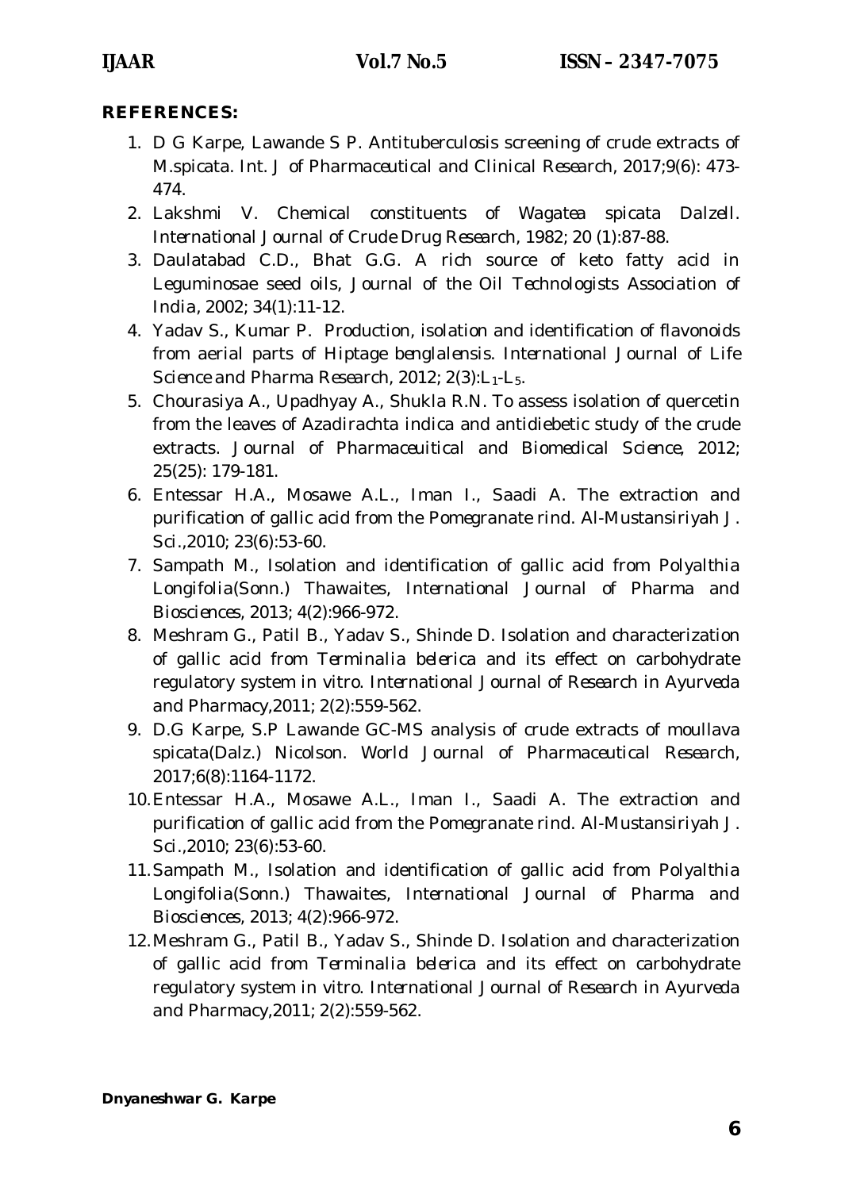**REFERENCES:**

1. D G Karpe, Lawande S P. Antituberculosis screening of crude extracts of M.spicata. Int. J of Pharmaceutical and Clinical Research, 2017;9(6): 473-474.
2. Lakshmi V. Chemical constituents of *Wagatea spicata* Dalzell. International Journal of Crude Drug Research, 1982; 20 (1):87-88.
3. Daulatabad C.D., Bhat G.G. A rich source of keto fatty acid in Leguminosae seed oils, Journal of the Oil Technologists Association of India, 2002; 34(1):11-12.
4. Yadav S., Kumar P. Production, isolation and identification of flavonoids from aerial parts of *Hiptage benglalensis*. International Journal of Life Science and Pharma Research, 2012; 2(3):$L_1$-$L_5$.
5. Chourasiya A., Upadhyay A., Shukla R.N. To assess isolation of quercetin from the leaves of Azadirachta indica and antidiebetic study of the crude extracts. Journal of Pharmaceuitical and Biomedical Science, 2012; 25(25): 179-181.
6. Entessar H.A., Mosawe A.L., Iman I., Saadi A. The extraction and purification of gallic acid from the Pomegranate rind. Al-Mustansiriyah J. Sci.,2010; 23(6):53-60.
7. Sampath M., Isolation and identification of gallic acid from Polyalthia Longifolia(Sonn.) Thawaites, International Journal of Pharma and Biosciences, 2013; 4(2):966-972.
8. Meshram G., Patil B., Yadav S., Shinde D. Isolation and characterization of gallic acid from *Terminalia belerica* and its effect on carbohydrate regulatory system in vitro. International Journal of Research in Ayurveda and Pharmacy,2011; 2(2):559-562.
9. D.G Karpe, S.P Lawande GC-MS analysis of crude extracts of moullava spicata(Dalz.) Nicolson. World Journal of Pharmaceutical Research, 2017;6(8):1164-1172.
10. Entessar H.A., Mosawe A.L., Iman I., Saadi A. The extraction and purification of gallic acid from the Pomegranate rind. Al-Mustansiriyah J. Sci.,2010; 23(6):53-60.
11. Sampath M., Isolation and identification of gallic acid from Polyalthia Longifolia(Sonn.) Thawaites, International Journal of Pharma and Biosciences, 2013; 4(2):966-972.
12. Meshram G., Patil B., Yadav S., Shinde D. Isolation and characterization of gallic acid from *Terminalia belerica* and its effect on carbohydrate regulatory system in vitro. International Journal of Research in Ayurveda and Pharmacy,2011; 2(2):559-562.